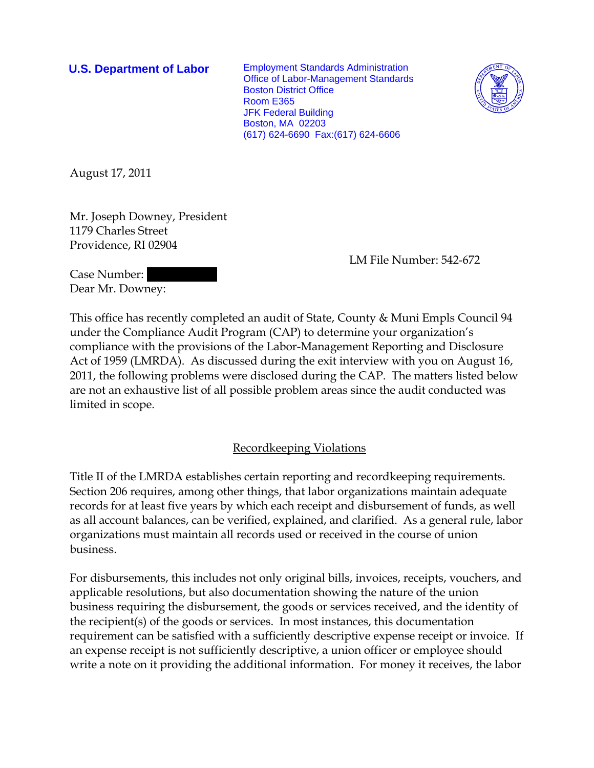**U.S. Department of Labor**

Employment Standards Administration
Office of Labor-Management Standards
Boston District Office
Room E365
JFK Federal Building
Boston, MA 02203
(617) 624-6690 Fax:(617) 624-6606

August 17, 2011

Mr. Joseph Downey, President
1179 Charles Street
Providence, RI 02904

LM File Number: 542-672

Case Number: [REDACTED]

Dear Mr. Downey:

This office has recently completed an audit of State, County & Muni Empls Council 94 under the Compliance Audit Program (CAP) to determine your organization's compliance with the provisions of the Labor-Management Reporting and Disclosure Act of 1959 (LMRDA). As discussed during the exit interview with you on August 16, 2011, the following problems were disclosed during the CAP. The matters listed below are not an exhaustive list of all possible problem areas since the audit conducted was limited in scope.

## Recordkeeping Violations

Title II of the LMRDA establishes certain reporting and recordkeeping requirements. Section 206 requires, among other things, that labor organizations maintain adequate records for at least five years by which each receipt and disbursement of funds, as well as all account balances, can be verified, explained, and clarified. As a general rule, labor organizations must maintain all records used or received in the course of union business.

For disbursements, this includes not only original bills, invoices, receipts, vouchers, and applicable resolutions, but also documentation showing the nature of the union business requiring the disbursement, the goods or services received, and the identity of the recipient(s) of the goods or services. In most instances, this documentation requirement can be satisfied with a sufficiently descriptive expense receipt or invoice. If an expense receipt is not sufficiently descriptive, a union officer or employee should write a note on it providing the additional information. For money it receives, the labor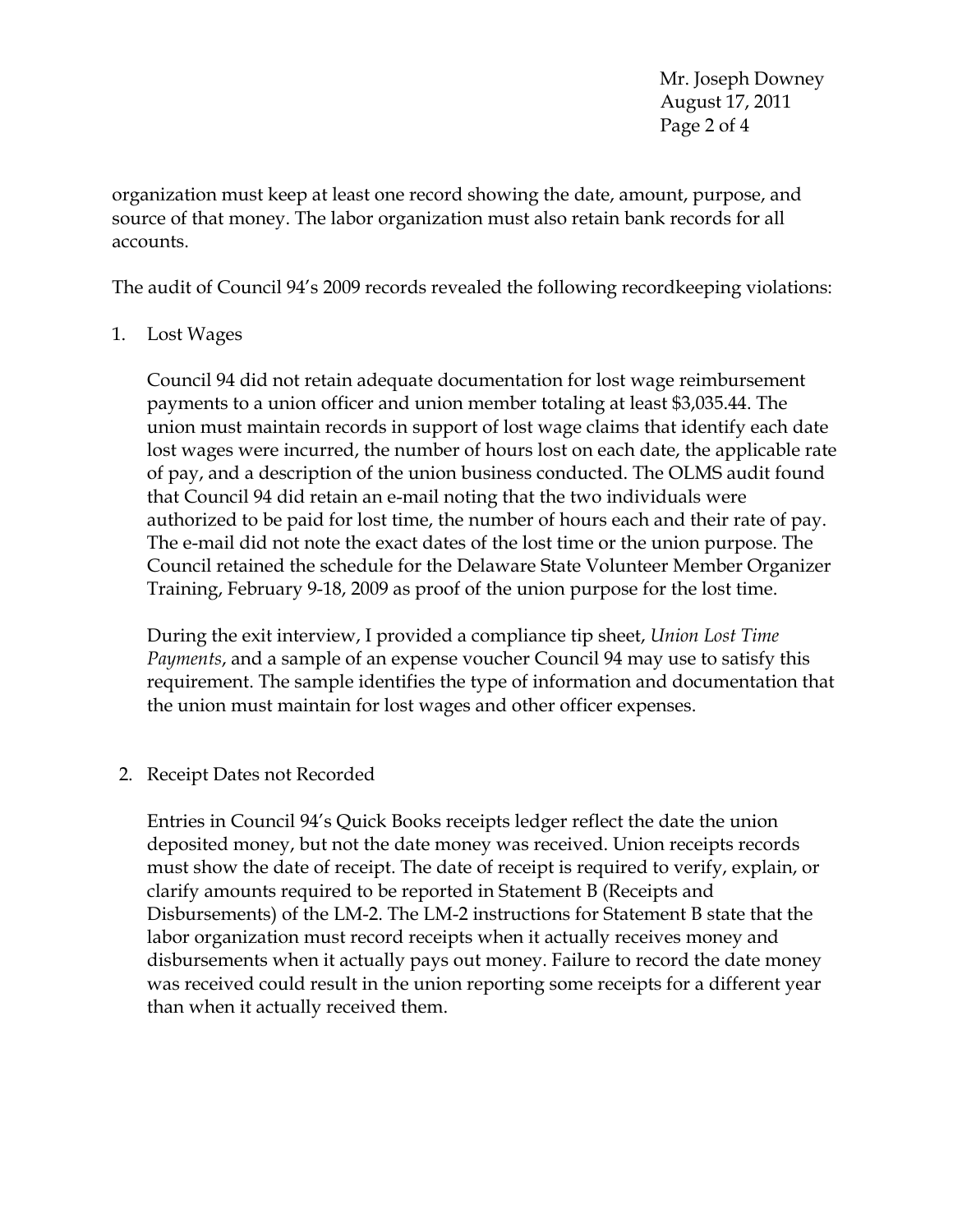organization must keep at least one record showing the date, amount, purpose, and source of that money. The labor organization must also retain bank records for all accounts.

The audit of Council 94's 2009 records revealed the following recordkeeping violations:

1. Lost Wages

   Council 94 did not retain adequate documentation for lost wage reimbursement payments to a union officer and union member totaling at least $3,035.44. The union must maintain records in support of lost wage claims that identify each date lost wages were incurred, the number of hours lost on each date, the applicable rate of pay, and a description of the union business conducted. The OLMS audit found that Council 94 did retain an e-mail noting that the two individuals were authorized to be paid for lost time, the number of hours each and their rate of pay. The e-mail did not note the exact dates of the lost time or the union purpose. The Council retained the schedule for the Delaware State Volunteer Member Organizer Training, February 9-18, 2009 as proof of the union purpose for the lost time.

   During the exit interview, I provided a compliance tip sheet, *Union Lost Time Payments*, and a sample of an expense voucher Council 94 may use to satisfy this requirement. The sample identifies the type of information and documentation that the union must maintain for lost wages and other officer expenses.

2. Receipt Dates not Recorded

   Entries in Council 94's Quick Books receipts ledger reflect the date the union deposited money, but not the date money was received. Union receipts records must show the date of receipt. The date of receipt is required to verify, explain, or clarify amounts required to be reported in Statement B (Receipts and Disbursements) of the LM-2. The LM-2 instructions for Statement B state that the labor organization must record receipts when it actually receives money and disbursements when it actually pays out money. Failure to record the date money was received could result in the union reporting some receipts for a different year than when it actually received them.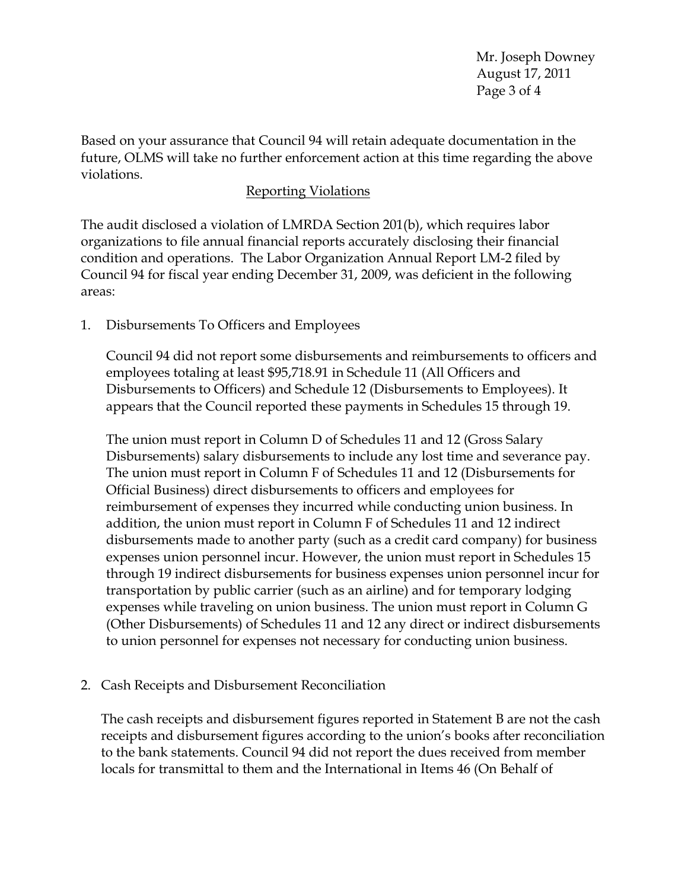Based on your assurance that Council 94 will retain adequate documentation in the future, OLMS will take no further enforcement action at this time regarding the above violations.

## Reporting Violations

The audit disclosed a violation of LMRDA Section 201(b), which requires labor organizations to file annual financial reports accurately disclosing their financial condition and operations. The Labor Organization Annual Report LM-2 filed by Council 94 for fiscal year ending December 31, 2009, was deficient in the following areas:

1. Disbursements To Officers and Employees

   Council 94 did not report some disbursements and reimbursements to officers and employees totaling at least $95,718.91 in Schedule 11 (All Officers and Disbursements to Officers) and Schedule 12 (Disbursements to Employees). It appears that the Council reported these payments in Schedules 15 through 19.

   The union must report in Column D of Schedules 11 and 12 (Gross Salary Disbursements) salary disbursements to include any lost time and severance pay. The union must report in Column F of Schedules 11 and 12 (Disbursements for Official Business) direct disbursements to officers and employees for reimbursement of expenses they incurred while conducting union business. In addition, the union must report in Column F of Schedules 11 and 12 indirect disbursements made to another party (such as a credit card company) for business expenses union personnel incur. However, the union must report in Schedules 15 through 19 indirect disbursements for business expenses union personnel incur for transportation by public carrier (such as an airline) and for temporary lodging expenses while traveling on union business. The union must report in Column G (Other Disbursements) of Schedules 11 and 12 any direct or indirect disbursements to union personnel for expenses not necessary for conducting union business.

2. Cash Receipts and Disbursement Reconciliation

   The cash receipts and disbursement figures reported in Statement B are not the cash receipts and disbursement figures according to the union's books after reconciliation to the bank statements. Council 94 did not report the dues received from member locals for transmittal to them and the International in Items 46 (On Behalf of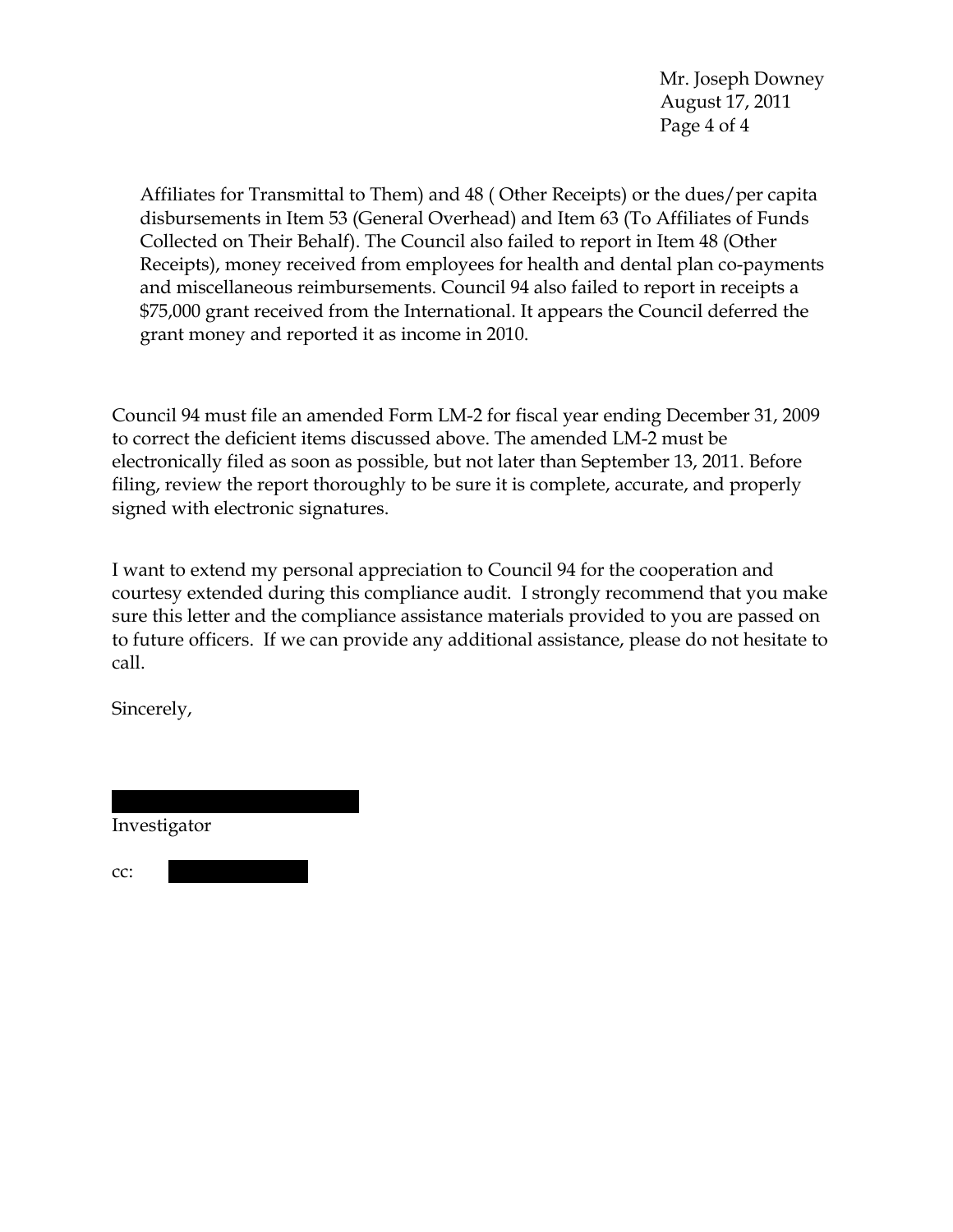Affiliates for Transmittal to Them) and 48 ( Other Receipts) or the dues/per capita disbursements in Item 53 (General Overhead) and Item 63 (To Affiliates of Funds Collected on Their Behalf). The Council also failed to report in Item 48 (Other Receipts), money received from employees for health and dental plan co-payments and miscellaneous reimbursements. Council 94 also failed to report in receipts a $75,000 grant received from the International. It appears the Council deferred the grant money and reported it as income in 2010.

Council 94 must file an amended Form LM-2 for fiscal year ending December 31, 2009 to correct the deficient items discussed above. The amended LM-2 must be electronically filed as soon as possible, but not later than September 13, 2011. Before filing, review the report thoroughly to be sure it is complete, accurate, and properly signed with electronic signatures.

I want to extend my personal appreciation to Council 94 for the cooperation and courtesy extended during this compliance audit. I strongly recommend that you make sure this letter and the compliance assistance materials provided to you are passed on to future officers. If we can provide any additional assistance, please do not hesitate to call.

Sincerely,

Investigator

cc: